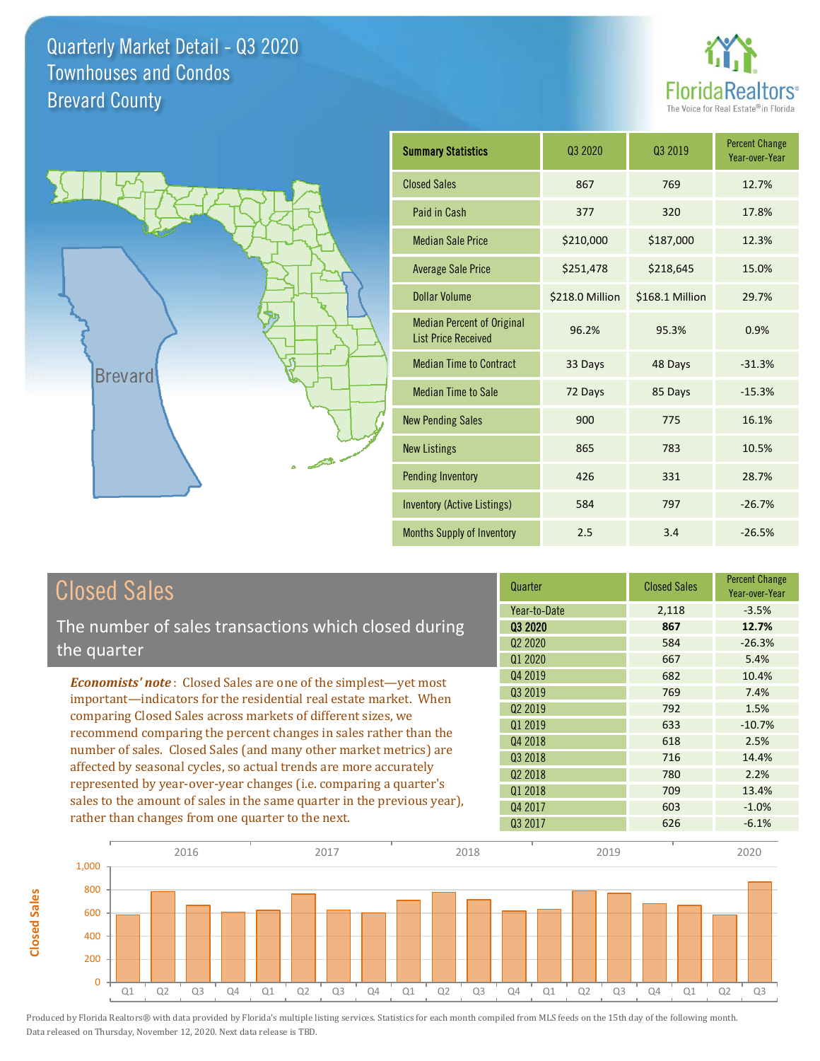# Quarterly Market Detail - Q3 2020
## Townhouses and Condos
## Brevard County

Brevard

| Summary Statistics | Q3 2020 | Q3 2019 | Percent Change Year-over-Year |
|---|---|---|---|
| Closed Sales | 867 | 769 | 12.7% |
| Paid in Cash | 377 | 320 | 17.8% |
| Median Sale Price | $210,000 | $187,000 | 12.3% |
| Average Sale Price | $251,478 | $218,645 | 15.0% |
| Dollar Volume | $218.0 Million | $168.1 Million | 29.7% |
| Median Percent of Original List Price Received | 96.2% | 95.3% | 0.9% |
| Median Time to Contract | 33 Days | 48 Days | -31.3% |
| Median Time to Sale | 72 Days | 85 Days | -15.3% |
| New Pending Sales | 900 | 775 | 16.1% |
| New Listings | 865 | 783 | 10.5% |
| Pending Inventory | 426 | 331 | 28.7% |
| Inventory (Active Listings) | 584 | 797 | -26.7% |
| Months Supply of Inventory | 2.5 | 3.4 | -26.5% |

## Closed Sales

The number of sales transactions which closed during the quarter

***Economists' note***: Closed Sales are one of the simplest—yet most important—indicators for the residential real estate market. When comparing Closed Sales across markets of different sizes, we recommend comparing the percent changes in sales rather than the number of sales. Closed Sales (and many other market metrics) are affected by seasonal cycles, so actual trends are more accurately represented by year-over-year changes (i.e. comparing a quarter's sales to the amount of sales in the same quarter in the previous year), rather than changes from one quarter to the next.

| Quarter | Closed Sales | Percent Change Year-over-Year |
|---|---|---|
| Year-to-Date | 2,118 | -3.5% |
| **Q3 2020** | **867** | **12.7%** |
| Q2 2020 | 584 | -26.3% |
| Q1 2020 | 667 | 5.4% |
| Q4 2019 | 682 | 10.4% |
| Q3 2019 | 769 | 7.4% |
| Q2 2019 | 792 | 1.5% |
| Q1 2019 | 633 | -10.7% |
| Q4 2018 | 618 | 2.5% |
| Q3 2018 | 716 | 14.4% |
| Q2 2018 | 780 | 2.2% |
| Q1 2018 | 709 | 13.4% |
| Q4 2017 | 603 | -1.0% |
| Q3 2017 | 626 | -6.1% |

Produced by Florida Realtors® with data provided by Florida's multiple listing services. Statistics for each month compiled from MLS feeds on the 15th day of the following month. Data released on Thursday, November 12, 2020. Next data release is TBD.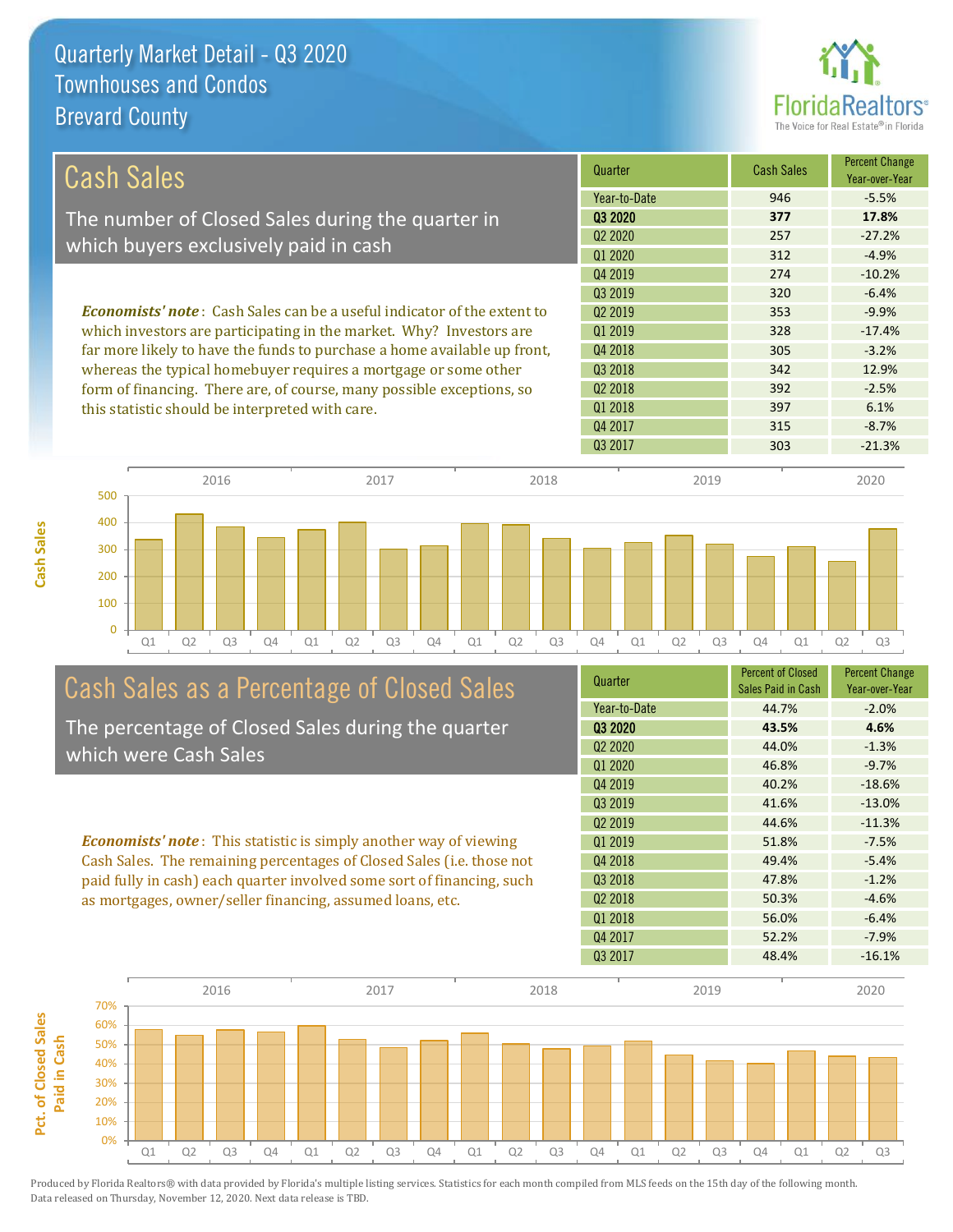Quarterly Market Detail - Q3 2020
Townhouses and Condos
Brevard County

## Cash Sales

The number of Closed Sales during the quarter in which buyers exclusively paid in cash

***Economists' note***: Cash Sales can be a useful indicator of the extent to which investors are participating in the market. Why? Investors are far more likely to have the funds to purchase a home available up front, whereas the typical homebuyer requires a mortgage or some other form of financing. There are, of course, many possible exceptions, so this statistic should be interpreted with care.

| Quarter | Cash Sales | Percent Change Year-over-Year |
|---|---|---|
| Year-to-Date | 946 | -5.5% |
| **Q3 2020** | **377** | **17.8%** |
| Q2 2020 | 257 | -27.2% |
| Q1 2020 | 312 | -4.9% |
| Q4 2019 | 274 | -10.2% |
| Q3 2019 | 320 | -6.4% |
| Q2 2019 | 353 | -9.9% |
| Q1 2019 | 328 | -17.4% |
| Q4 2018 | 305 | -3.2% |
| Q3 2018 | 342 | 12.9% |
| Q2 2018 | 392 | -2.5% |
| Q1 2018 | 397 | 6.1% |
| Q4 2017 | 315 | -8.7% |
| Q3 2017 | 303 | -21.3% |

## Cash Sales as a Percentage of Closed Sales

The percentage of Closed Sales during the quarter which were Cash Sales

***Economists' note***: This statistic is simply another way of viewing Cash Sales. The remaining percentages of Closed Sales (i.e. those not paid fully in cash) each quarter involved some sort of financing, such as mortgages, owner/seller financing, assumed loans, etc.

| Quarter | Percent of Closed Sales Paid in Cash | Percent Change Year-over-Year |
|---|---|---|
| Year-to-Date | 44.7% | -2.0% |
| **Q3 2020** | **43.5%** | **4.6%** |
| Q2 2020 | 44.0% | -1.3% |
| Q1 2020 | 46.8% | -9.7% |
| Q4 2019 | 40.2% | -18.6% |
| Q3 2019 | 41.6% | -13.0% |
| Q2 2019 | 44.6% | -11.3% |
| Q1 2019 | 51.8% | -7.5% |
| Q4 2018 | 49.4% | -5.4% |
| Q3 2018 | 47.8% | -1.2% |
| Q2 2018 | 50.3% | -4.6% |
| Q1 2018 | 56.0% | -6.4% |
| Q4 2017 | 52.2% | -7.9% |
| Q3 2017 | 48.4% | -16.1% |

Produced by Florida Realtors® with data provided by Florida's multiple listing services. Statistics for each month compiled from MLS feeds on the 15th day of the following month. Data released on Thursday, November 12, 2020. Next data release is TBD.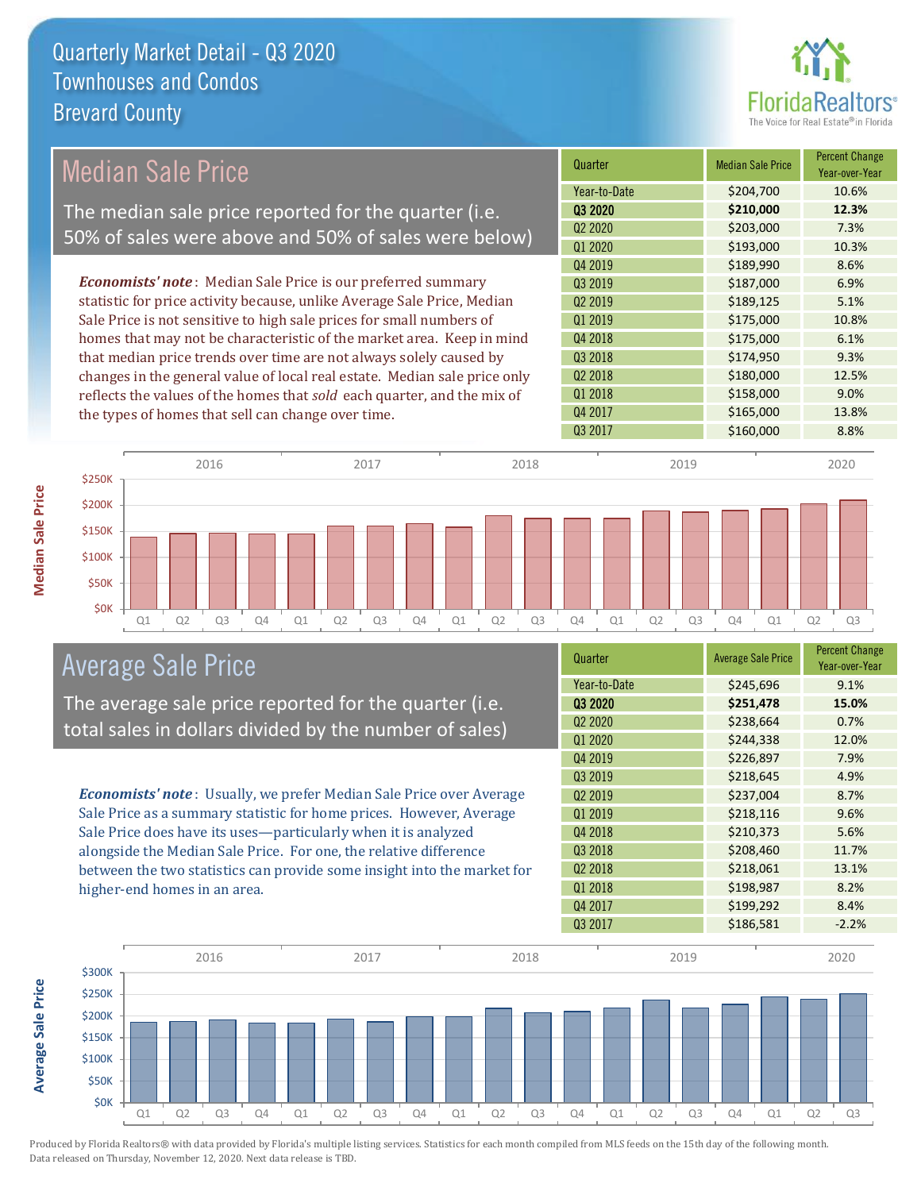# Quarterly Market Detail - Q3 2020
## Townhouses and Condos
## Brevard County

## Median Sale Price

The median sale price reported for the quarter (i.e. 50% of sales were above and 50% of sales were below)

***Economists' note***: Median Sale Price is our preferred summary statistic for price activity because, unlike Average Sale Price, Median Sale Price is not sensitive to high sale prices for small numbers of homes that may not be characteristic of the market area. Keep in mind that median price trends over time are not always solely caused by changes in the general value of local real estate. Median sale price only reflects the values of the homes that *sold* each quarter, and the mix of the types of homes that sell can change over time.

| Quarter | Median Sale Price | Percent Change Year-over-Year |
|---|---|---|
| Year-to-Date | $204,700 | 10.6% |
| **Q3 2020** | **$210,000** | **12.3%** |
| Q2 2020 | $203,000 | 7.3% |
| Q1 2020 | $193,000 | 10.3% |
| Q4 2019 | $189,990 | 8.6% |
| Q3 2019 | $187,000 | 6.9% |
| Q2 2019 | $189,125 | 5.1% |
| Q1 2019 | $175,000 | 10.8% |
| Q4 2018 | $175,000 | 6.1% |
| Q3 2018 | $174,950 | 9.3% |
| Q2 2018 | $180,000 | 12.5% |
| Q1 2018 | $158,000 | 9.0% |
| Q4 2017 | $165,000 | 13.8% |
| Q3 2017 | $160,000 | 8.8% |

## Average Sale Price

The average sale price reported for the quarter (i.e. total sales in dollars divided by the number of sales)

***Economists' note***: Usually, we prefer Median Sale Price over Average Sale Price as a summary statistic for home prices. However, Average Sale Price does have its uses—particularly when it is analyzed alongside the Median Sale Price. For one, the relative difference between the two statistics can provide some insight into the market for higher-end homes in an area.

| Quarter | Average Sale Price | Percent Change Year-over-Year |
|---|---|---|
| Year-to-Date | $245,696 | 9.1% |
| **Q3 2020** | **$251,478** | **15.0%** |
| Q2 2020 | $238,664 | 0.7% |
| Q1 2020 | $244,338 | 12.0% |
| Q4 2019 | $226,897 | 7.9% |
| Q3 2019 | $218,645 | 4.9% |
| Q2 2019 | $237,004 | 8.7% |
| Q1 2019 | $218,116 | 9.6% |
| Q4 2018 | $210,373 | 5.6% |
| Q3 2018 | $208,460 | 11.7% |
| Q2 2018 | $218,061 | 13.1% |
| Q1 2018 | $198,987 | 8.2% |
| Q4 2017 | $199,292 | 8.4% |
| Q3 2017 | $186,581 | -2.2% |

Produced by Florida Realtors® with data provided by Florida's multiple listing services. Statistics for each month compiled from MLS feeds on the 15th day of the following month. Data released on Thursday, November 12, 2020. Next data release is TBD.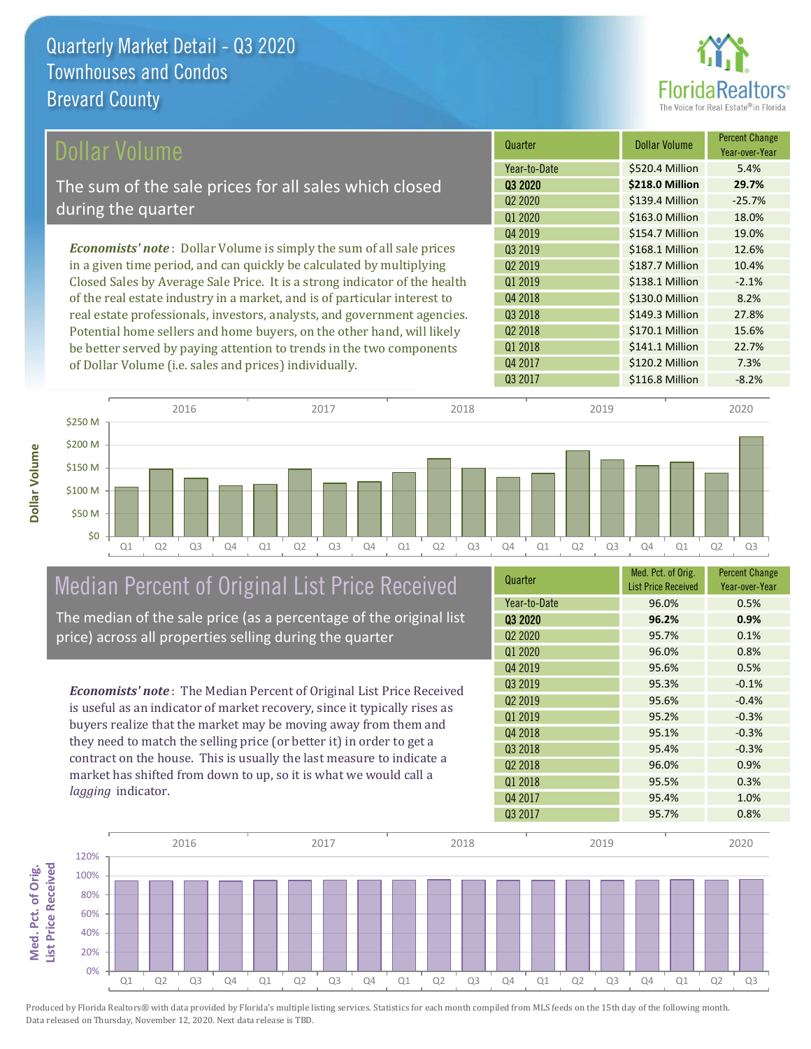# Quarterly Market Detail - Q3 2020
## Townhouses and Condos
## Brevard County

## Dollar Volume

The sum of the sale prices for all sales which closed during the quarter

***Economists' note***: Dollar Volume is simply the sum of all sale prices in a given time period, and can quickly be calculated by multiplying Closed Sales by Average Sale Price. It is a strong indicator of the health of the real estate industry in a market, and is of particular interest to real estate professionals, investors, analysts, and government agencies. Potential home sellers and home buyers, on the other hand, will likely be better served by paying attention to trends in the two components of Dollar Volume (i.e. sales and prices) individually.

| Quarter | Dollar Volume | Percent Change Year-over-Year |
|---|---|---|
| Year-to-Date | $520.4 Million | 5.4% |
| **Q3 2020** | **$218.0 Million** | **29.7%** |
| Q2 2020 | $139.4 Million | -25.7% |
| Q1 2020 | $163.0 Million | 18.0% |
| Q4 2019 | $154.7 Million | 19.0% |
| Q3 2019 | $168.1 Million | 12.6% |
| Q2 2019 | $187.7 Million | 10.4% |
| Q1 2019 | $138.1 Million | -2.1% |
| Q4 2018 | $130.0 Million | 8.2% |
| Q3 2018 | $149.3 Million | 27.8% |
| Q2 2018 | $170.1 Million | 15.6% |
| Q1 2018 | $141.1 Million | 22.7% |
| Q4 2017 | $120.2 Million | 7.3% |
| Q3 2017 | $116.8 Million | -8.2% |

## Median Percent of Original List Price Received

The median of the sale price (as a percentage of the original list price) across all properties selling during the quarter

***Economists' note***: The Median Percent of Original List Price Received is useful as an indicator of market recovery, since it typically rises as buyers realize that the market may be moving away from them and they need to match the selling price (or better it) in order to get a contract on the house. This is usually the last measure to indicate a market has shifted from down to up, so it is what we would call a *lagging* indicator.

| Quarter | Med. Pct. of Orig. List Price Received | Percent Change Year-over-Year |
|---|---|---|
| Year-to-Date | 96.0% | 0.5% |
| **Q3 2020** | **96.2%** | **0.9%** |
| Q2 2020 | 95.7% | 0.1% |
| Q1 2020 | 96.0% | 0.8% |
| Q4 2019 | 95.6% | 0.5% |
| Q3 2019 | 95.3% | -0.1% |
| Q2 2019 | 95.6% | -0.4% |
| Q1 2019 | 95.2% | -0.3% |
| Q4 2018 | 95.1% | -0.3% |
| Q3 2018 | 95.4% | -0.3% |
| Q2 2018 | 96.0% | 0.9% |
| Q1 2018 | 95.5% | 0.3% |
| Q4 2017 | 95.4% | 1.0% |
| Q3 2017 | 95.7% | 0.8% |

Produced by Florida Realtors® with data provided by Florida's multiple listing services. Statistics for each month compiled from MLS feeds on the 15th day of the following month. Data released on Thursday, November 12, 2020. Next data release is TBD.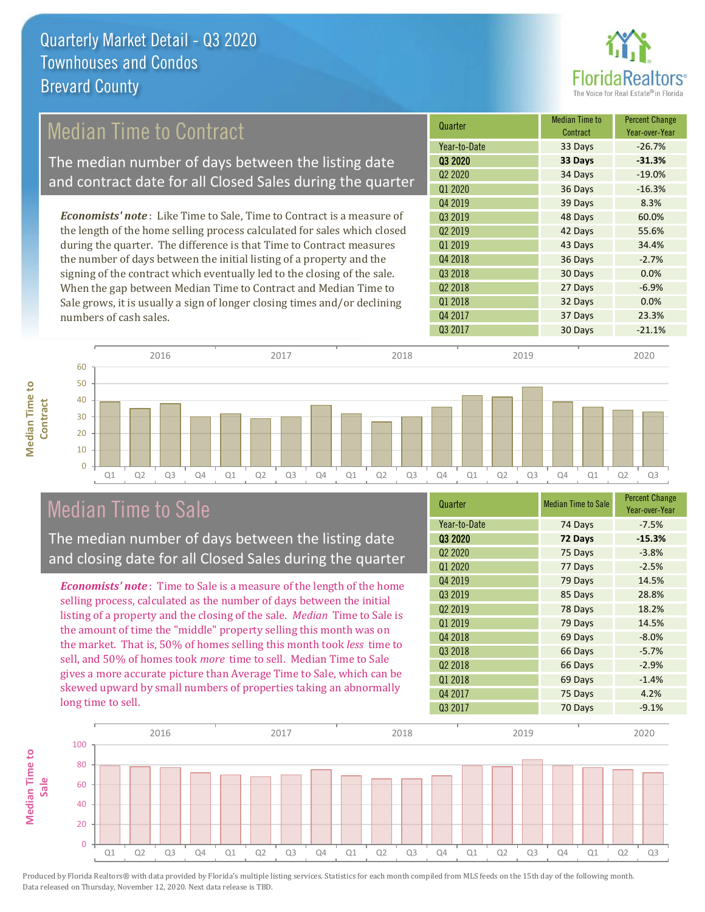# Quarterly Market Detail - Q3 2020
## Townhouses and Condos
## Brevard County

## Median Time to Contract

The median number of days between the listing date and contract date for all Closed Sales during the quarter

*Economists' note*: Like Time to Sale, Time to Contract is a measure of the length of the home selling process calculated for sales which closed during the quarter. The difference is that Time to Contract measures the number of days between the initial listing of a property and the signing of the contract which eventually led to the closing of the sale. When the gap between Median Time to Contract and Median Time to Sale grows, it is usually a sign of longer closing times and/or declining numbers of cash sales.

| Quarter | Median Time to Contract | Percent Change Year-over-Year |
|---|---|---|
| Year-to-Date | 33 Days | -26.7% |
| **Q3 2020** | **33 Days** | **-31.3%** |
| Q2 2020 | 34 Days | -19.0% |
| Q1 2020 | 36 Days | -16.3% |
| Q4 2019 | 39 Days | 8.3% |
| Q3 2019 | 48 Days | 60.0% |
| Q2 2019 | 42 Days | 55.6% |
| Q1 2019 | 43 Days | 34.4% |
| Q4 2018 | 36 Days | -2.7% |
| Q3 2018 | 30 Days | 0.0% |
| Q2 2018 | 27 Days | -6.9% |
| Q1 2018 | 32 Days | 0.0% |
| Q4 2017 | 37 Days | 23.3% |
| Q3 2017 | 30 Days | -21.1% |

## Median Time to Sale

The median number of days between the listing date and closing date for all Closed Sales during the quarter

*Economists' note*: Time to Sale is a measure of the length of the home selling process, calculated as the number of days between the initial listing of a property and the closing of the sale. *Median* Time to Sale is the amount of time the "middle" property selling this month was on the market. That is, 50% of homes selling this month took *less* time to sell, and 50% of homes took *more* time to sell. Median Time to Sale gives a more accurate picture than Average Time to Sale, which can be skewed upward by small numbers of properties taking an abnormally long time to sell.

| Quarter | Median Time to Sale | Percent Change Year-over-Year |
|---|---|---|
| Year-to-Date | 74 Days | -7.5% |
| **Q3 2020** | **72 Days** | **-15.3%** |
| Q2 2020 | 75 Days | -3.8% |
| Q1 2020 | 77 Days | -2.5% |
| Q4 2019 | 79 Days | 14.5% |
| Q3 2019 | 85 Days | 28.8% |
| Q2 2019 | 78 Days | 18.2% |
| Q1 2019 | 79 Days | 14.5% |
| Q4 2018 | 69 Days | -8.0% |
| Q3 2018 | 66 Days | -5.7% |
| Q2 2018 | 66 Days | -2.9% |
| Q1 2018 | 69 Days | -1.4% |
| Q4 2017 | 75 Days | 4.2% |
| Q3 2017 | 70 Days | -9.1% |

Produced by Florida Realtors® with data provided by Florida's multiple listing services. Statistics for each month compiled from MLS feeds on the 15th day of the following month. Data released on Thursday, November 12, 2020. Next data release is TBD.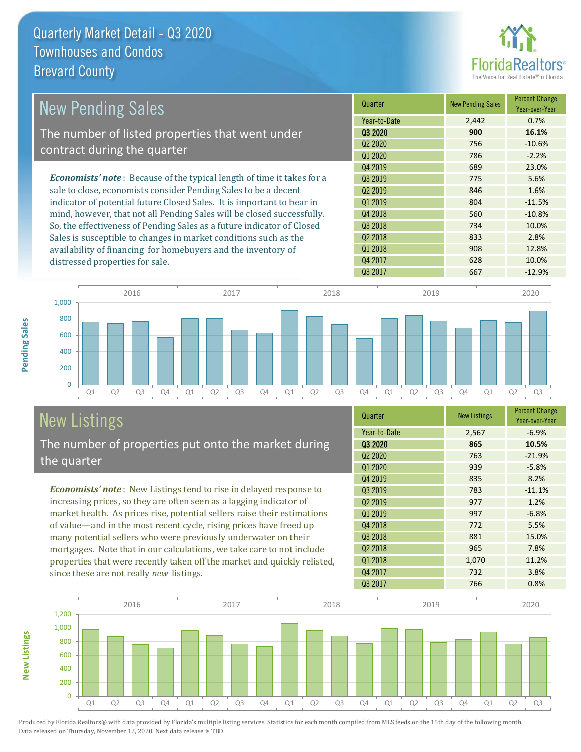# Quarterly Market Detail - Q3 2020
## Townhouses and Condos
## Brevard County

## New Pending Sales

The number of listed properties that went under contract during the quarter

***Economists' note***: Because of the typical length of time it takes for a sale to close, economists consider Pending Sales to be a decent indicator of potential future Closed Sales. It is important to bear in mind, however, that not all Pending Sales will be closed successfully. So, the effectiveness of Pending Sales as a future indicator of Closed Sales is susceptible to changes in market conditions such as the availability of financing for homebuyers and the inventory of distressed properties for sale.

| Quarter | New Pending Sales | Percent Change Year-over-Year |
|---|---|---|
| Year-to-Date | 2,442 | 0.7% |
| **Q3 2020** | **900** | **16.1%** |
| Q2 2020 | 756 | -10.6% |
| Q1 2020 | 786 | -2.2% |
| Q4 2019 | 689 | 23.0% |
| Q3 2019 | 775 | 5.6% |
| Q2 2019 | 846 | 1.6% |
| Q1 2019 | 804 | -11.5% |
| Q4 2018 | 560 | -10.8% |
| Q3 2018 | 734 | 10.0% |
| Q2 2018 | 833 | 2.8% |
| Q1 2018 | 908 | 12.8% |
| Q4 2017 | 628 | 10.0% |
| Q3 2017 | 667 | -12.9% |

## New Listings

The number of properties put onto the market during the quarter

***Economists' note***: New Listings tend to rise in delayed response to increasing prices, so they are often seen as a lagging indicator of market health. As prices rise, potential sellers raise their estimations of value—and in the most recent cycle, rising prices have freed up many potential sellers who were previously underwater on their mortgages. Note that in our calculations, we take care to not include properties that were recently taken off the market and quickly relisted, since these are not really *new* listings.

| Quarter | New Listings | Percent Change Year-over-Year |
|---|---|---|
| Year-to-Date | 2,567 | -6.9% |
| **Q3 2020** | **865** | **10.5%** |
| Q2 2020 | 763 | -21.9% |
| Q1 2020 | 939 | -5.8% |
| Q4 2019 | 835 | 8.2% |
| Q3 2019 | 783 | -11.1% |
| Q2 2019 | 977 | 1.2% |
| Q1 2019 | 997 | -6.8% |
| Q4 2018 | 772 | 5.5% |
| Q3 2018 | 881 | 15.0% |
| Q2 2018 | 965 | 7.8% |
| Q1 2018 | 1,070 | 11.2% |
| Q4 2017 | 732 | 3.8% |
| Q3 2017 | 766 | 0.8% |

Produced by Florida Realtors® with data provided by Florida's multiple listing services. Statistics for each month compiled from MLS feeds on the 15th day of the following month. Data released on Thursday, November 12, 2020. Next data release is TBD.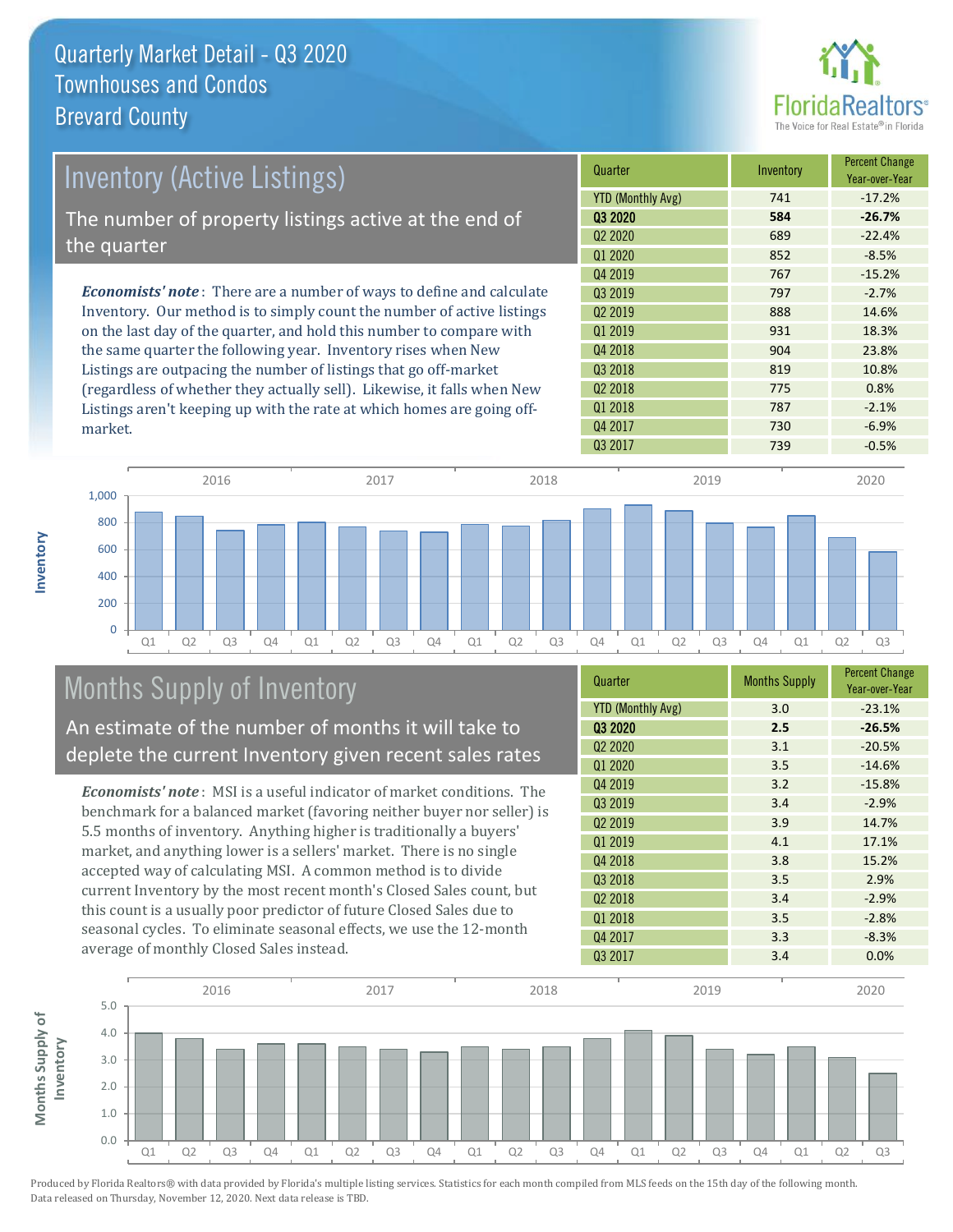# Quarterly Market Detail - Q3 2020
## Townhouses and Condos
## Brevard County

## Inventory (Active Listings)

The number of property listings active at the end of the quarter

*Economists' note*: There are a number of ways to define and calculate Inventory. Our method is to simply count the number of active listings on the last day of the quarter, and hold this number to compare with the same quarter the following year. Inventory rises when New Listings are outpacing the number of listings that go off-market (regardless of whether they actually sell). Likewise, it falls when New Listings aren't keeping up with the rate at which homes are going off-market.

| Quarter | Inventory | Percent Change Year-over-Year |
|---|---|---|
| YTD (Monthly Avg) | 741 | -17.2% |
| **Q3 2020** | **584** | **-26.7%** |
| Q2 2020 | 689 | -22.4% |
| Q1 2020 | 852 | -8.5% |
| Q4 2019 | 767 | -15.2% |
| Q3 2019 | 797 | -2.7% |
| Q2 2019 | 888 | 14.6% |
| Q1 2019 | 931 | 18.3% |
| Q4 2018 | 904 | 23.8% |
| Q3 2018 | 819 | 10.8% |
| Q2 2018 | 775 | 0.8% |
| Q1 2018 | 787 | -2.1% |
| Q4 2017 | 730 | -6.9% |
| Q3 2017 | 739 | -0.5% |

## Months Supply of Inventory

An estimate of the number of months it will take to deplete the current Inventory given recent sales rates

*Economists' note*: MSI is a useful indicator of market conditions. The benchmark for a balanced market (favoring neither buyer nor seller) is 5.5 months of inventory. Anything higher is traditionally a buyers' market, and anything lower is a sellers' market. There is no single accepted way of calculating MSI. A common method is to divide current Inventory by the most recent month's Closed Sales count, but this count is a usually poor predictor of future Closed Sales due to seasonal cycles. To eliminate seasonal effects, we use the 12-month average of monthly Closed Sales instead.

| Quarter | Months Supply | Percent Change Year-over-Year |
|---|---|---|
| YTD (Monthly Avg) | 3.0 | -23.1% |
| **Q3 2020** | **2.5** | **-26.5%** |
| Q2 2020 | 3.1 | -20.5% |
| Q1 2020 | 3.5 | -14.6% |
| Q4 2019 | 3.2 | -15.8% |
| Q3 2019 | 3.4 | -2.9% |
| Q2 2019 | 3.9 | 14.7% |
| Q1 2019 | 4.1 | 17.1% |
| Q4 2018 | 3.8 | 15.2% |
| Q3 2018 | 3.5 | 2.9% |
| Q2 2018 | 3.4 | -2.9% |
| Q1 2018 | 3.5 | -2.8% |
| Q4 2017 | 3.3 | -8.3% |
| Q3 2017 | 3.4 | 0.0% |

Produced by Florida Realtors® with data provided by Florida's multiple listing services. Statistics for each month compiled from MLS feeds on the 15th day of the following month. Data released on Thursday, November 12, 2020. Next data release is TBD.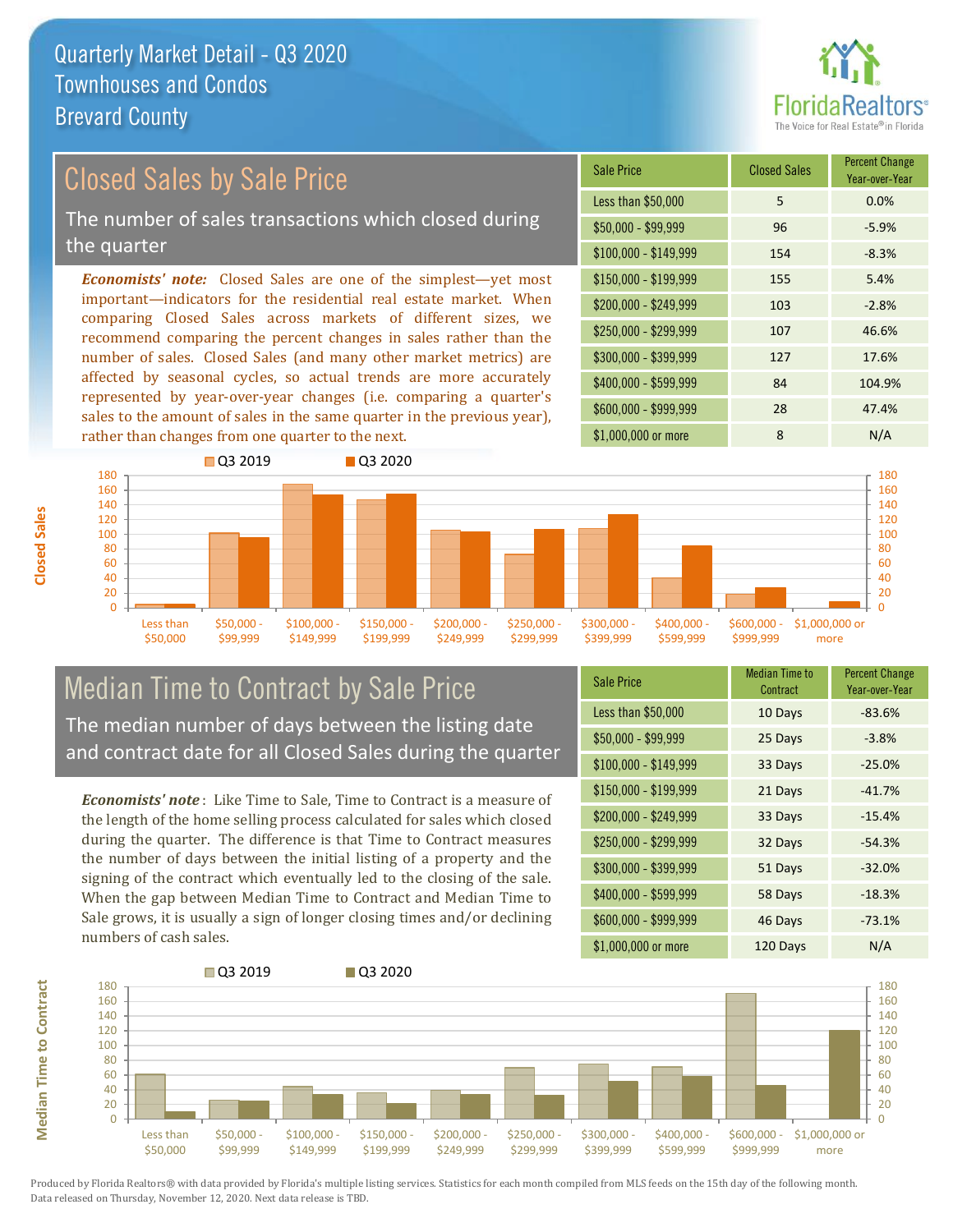# Quarterly Market Detail - Q3 2020
## Townhouses and Condos
## Brevard County

## Closed Sales by Sale Price

The number of sales transactions which closed during the quarter

***Economists' note:*** Closed Sales are one of the simplest—yet most important—indicators for the residential real estate market. When comparing Closed Sales across markets of different sizes, we recommend comparing the percent changes in sales rather than the number of sales. Closed Sales (and many other market metrics) are affected by seasonal cycles, so actual trends are more accurately represented by year-over-year changes (i.e. comparing a quarter's sales to the amount of sales in the same quarter in the previous year), rather than changes from one quarter to the next.

| Sale Price | Closed Sales | Percent Change Year-over-Year |
|---|---|---|
| Less than $50,000 | 5 | 0.0% |
| $50,000 - $99,999 | 96 | -5.9% |
| $100,000 - $149,999 | 154 | -8.3% |
| $150,000 - $199,999 | 155 | 5.4% |
| $200,000 - $249,999 | 103 | -2.8% |
| $250,000 - $299,999 | 107 | 46.6% |
| $300,000 - $399,999 | 127 | 17.6% |
| $400,000 - $599,999 | 84 | 104.9% |
| $600,000 - $999,999 | 28 | 47.4% |
| $1,000,000 or more | 8 | N/A |

## Median Time to Contract by Sale Price

The median number of days between the listing date and contract date for all Closed Sales during the quarter

***Economists' note***: Like Time to Sale, Time to Contract is a measure of the length of the home selling process calculated for sales which closed during the quarter. The difference is that Time to Contract measures the number of days between the initial listing of a property and the signing of the contract which eventually led to the closing of the sale. When the gap between Median Time to Contract and Median Time to Sale grows, it is usually a sign of longer closing times and/or declining numbers of cash sales.

| Sale Price | Median Time to Contract | Percent Change Year-over-Year |
|---|---|---|
| Less than $50,000 | 10 Days | -83.6% |
| $50,000 - $99,999 | 25 Days | -3.8% |
| $100,000 - $149,999 | 33 Days | -25.0% |
| $150,000 - $199,999 | 21 Days | -41.7% |
| $200,000 - $249,999 | 33 Days | -15.4% |
| $250,000 - $299,999 | 32 Days | -54.3% |
| $300,000 - $399,999 | 51 Days | -32.0% |
| $400,000 - $599,999 | 58 Days | -18.3% |
| $600,000 - $999,999 | 46 Days | -73.1% |
| $1,000,000 or more | 120 Days | N/A |

Produced by Florida Realtors® with data provided by Florida's multiple listing services. Statistics for each month compiled from MLS feeds on the 15th day of the following month. Data released on Thursday, November 12, 2020. Next data release is TBD.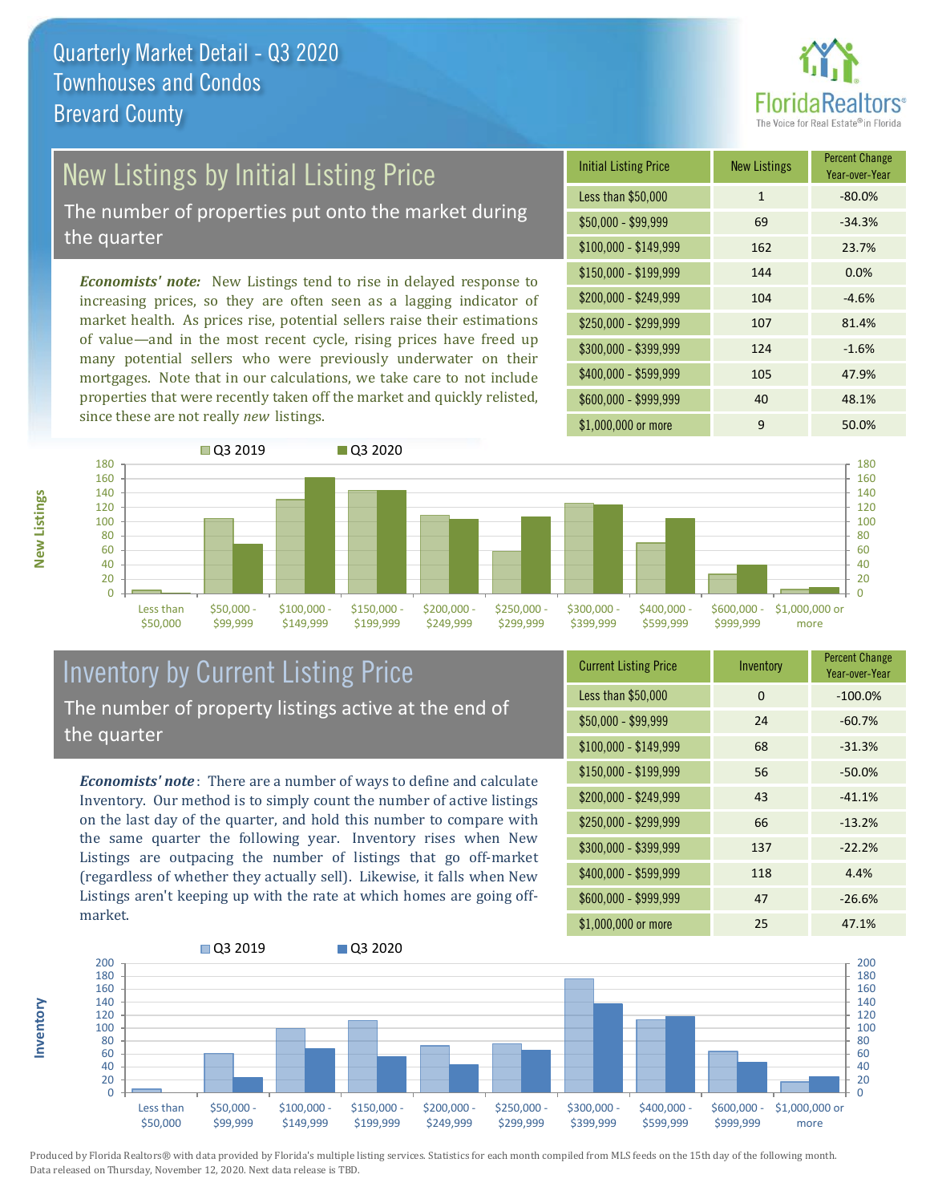# Quarterly Market Detail - Q3 2020
## Townhouses and Condos
## Brevard County

## New Listings by Initial Listing Price

The number of properties put onto the market during the quarter

*Economists' note:* New Listings tend to rise in delayed response to increasing prices, so they are often seen as a lagging indicator of market health. As prices rise, potential sellers raise their estimations of value—and in the most recent cycle, rising prices have freed up many potential sellers who were previously underwater on their mortgages. Note that in our calculations, we take care to not include properties that were recently taken off the market and quickly relisted, since these are not really *new* listings.

| Initial Listing Price | New Listings | Percent Change Year-over-Year |
|---|---|---|
| Less than $50,000 | 1 | -80.0% |
| $50,000 - $99,999 | 69 | -34.3% |
| $100,000 - $149,999 | 162 | 23.7% |
| $150,000 - $199,999 | 144 | 0.0% |
| $200,000 - $249,999 | 104 | -4.6% |
| $250,000 - $299,999 | 107 | 81.4% |
| $300,000 - $399,999 | 124 | -1.6% |
| $400,000 - $599,999 | 105 | 47.9% |
| $600,000 - $999,999 | 40 | 48.1% |
| $1,000,000 or more | 9 | 50.0% |

## Inventory by Current Listing Price

The number of property listings active at the end of the quarter

*Economists' note*: There are a number of ways to define and calculate Inventory. Our method is to simply count the number of active listings on the last day of the quarter, and hold this number to compare with the same quarter the following year. Inventory rises when New Listings are outpacing the number of listings that go off-market (regardless of whether they actually sell). Likewise, it falls when New Listings aren't keeping up with the rate at which homes are going off-market.

| Current Listing Price | Inventory | Percent Change Year-over-Year |
|---|---|---|
| Less than $50,000 | 0 | -100.0% |
| $50,000 - $99,999 | 24 | -60.7% |
| $100,000 - $149,999 | 68 | -31.3% |
| $150,000 - $199,999 | 56 | -50.0% |
| $200,000 - $249,999 | 43 | -41.1% |
| $250,000 - $299,999 | 66 | -13.2% |
| $300,000 - $399,999 | 137 | -22.2% |
| $400,000 - $599,999 | 118 | 4.4% |
| $600,000 - $999,999 | 47 | -26.6% |
| $1,000,000 or more | 25 | 47.1% |

Produced by Florida Realtors® with data provided by Florida's multiple listing services. Statistics for each month compiled from MLS feeds on the 15th day of the following month. Data released on Thursday, November 12, 2020. Next data release is TBD.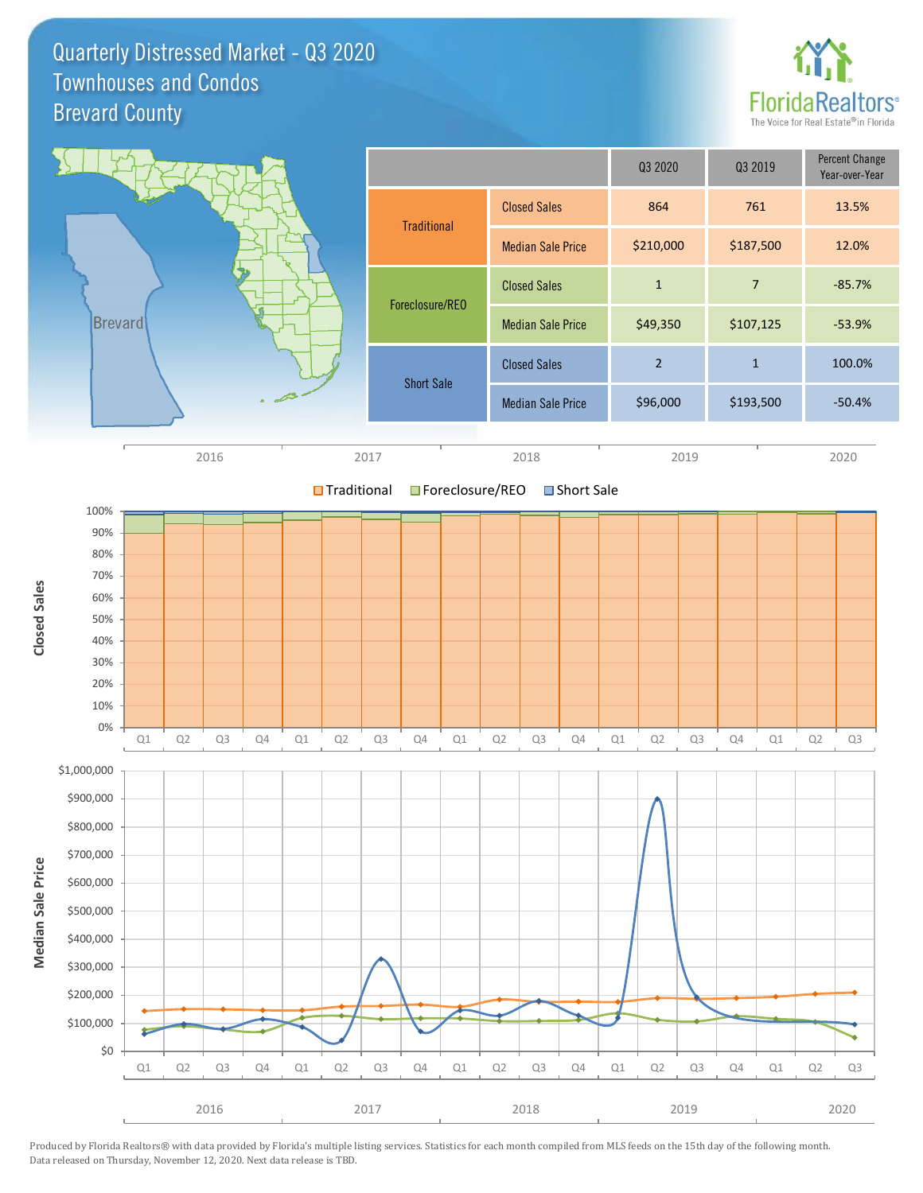# Quarterly Distressed Market - Q3 2020
## Townhouses and Condos
## Brevard County

FloridaRealtors®
The Voice for Real Estate® in Florida

Brevard

| | | Q3 2020 | Q3 2019 | Percent Change Year-over-Year |
|---|---|---|---|---|
| Traditional | Closed Sales | 864 | 761 | 13.5% |
| | Median Sale Price | $210,000 | $187,500 | 12.0% |
| Foreclosure/REO | Closed Sales | 1 | 7 | -85.7% |
| | Median Sale Price | $49,350 | $107,125 | -53.9% |
| Short Sale | Closed Sales | 2 | 1 | 100.0% |
| | Median Sale Price | $96,000 | $193,500 | -50.4% |

2016 2017 2018 2019 2020

Traditional Foreclosure/REO Short Sale

Closed Sales

100% 90% 80% 70% 60% 50% 40% 30% 20% 10% 0%

Q1 Q2 Q3 Q4 Q1 Q2 Q3 Q4 Q1 Q2 Q3 Q4 Q1 Q2 Q3 Q4 Q1 Q2 Q3

Median Sale Price

$1,000,000 $900,000 $800,000 $700,000 $600,000 $500,000 $400,000 $300,000 $200,000 $100,000 $0

Q1 Q2 Q3 Q4 Q1 Q2 Q3 Q4 Q1 Q2 Q3 Q4 Q1 Q2 Q3 Q4 Q1 Q2 Q3

2016 2017 2018 2019 2020

Produced by Florida Realtors® with data provided by Florida's multiple listing services. Statistics for each month compiled from MLS feeds on the 15th day of the following month. Data released on Thursday, November 12, 2020. Next data release is TBD.